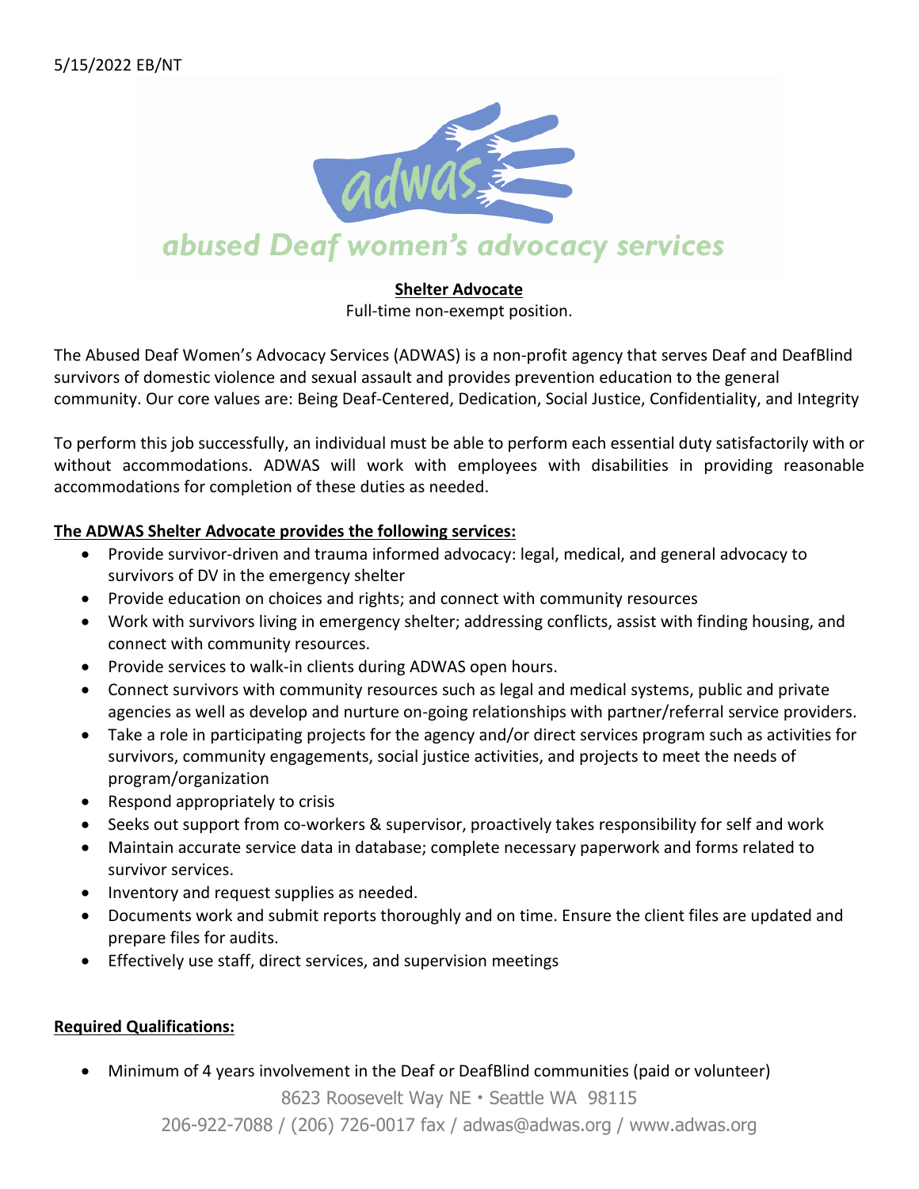5/15/2022 EB/NT

adwas

abused Deaf women's advocacy services

**Shelter Advocate**

Full-time non-exempt position.

The Abused Deaf Women's Advocacy Services (ADWAS) is a non-profit agency that serves Deaf and DeafBlind survivors of domestic violence and sexual assault and provides prevention education to the general community. Our core values are: Being Deaf-Centered, Dedication, Social Justice, Confidentiality, and Integrity

To perform this job successfully, an individual must be able to perform each essential duty satisfactorily with or without accommodations. ADWAS will work with employees with disabilities in providing reasonable accommodations for completion of these duties as needed.

**The ADWAS Shelter Advocate provides the following services:**

- Provide survivor-driven and trauma informed advocacy: legal, medical, and general advocacy to survivors of DV in the emergency shelter
- Provide education on choices and rights; and connect with community resources
- Work with survivors living in emergency shelter; addressing conflicts, assist with finding housing, and connect with community resources.
- Provide services to walk-in clients during ADWAS open hours.
- Connect survivors with community resources such as legal and medical systems, public and private agencies as well as develop and nurture on-going relationships with partner/referral service providers.
- Take a role in participating projects for the agency and/or direct services program such as activities for survivors, community engagements, social justice activities, and projects to meet the needs of program/organization
- Respond appropriately to crisis
- Seeks out support from co-workers & supervisor, proactively takes responsibility for self and work
- Maintain accurate service data in database; complete necessary paperwork and forms related to survivor services.
- Inventory and request supplies as needed.
- Documents work and submit reports thoroughly and on time. Ensure the client files are updated and prepare files for audits.
- Effectively use staff, direct services, and supervision meetings

**Required Qualifications:**

- Minimum of 4 years involvement in the Deaf or DeafBlind communities (paid or volunteer)

8623 Roosevelt Way NE • Seattle WA 98115

206-922-7088 / (206) 726-0017 fax / adwas@adwas.org / www.adwas.org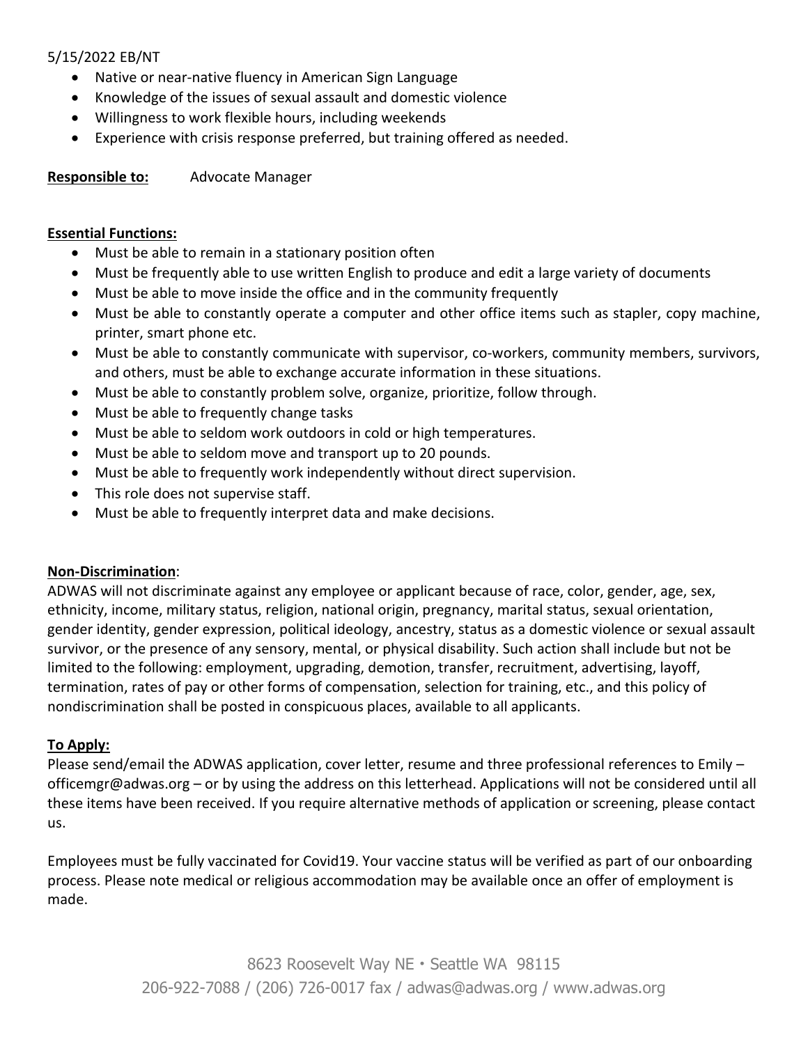5/15/2022 EB/NT

- Native or near-native fluency in American Sign Language
- Knowledge of the issues of sexual assault and domestic violence
- Willingness to work flexible hours, including weekends
- Experience with crisis response preferred, but training offered as needed.

**Responsible to:** Advocate Manager

**Essential Functions:**

- Must be able to remain in a stationary position often
- Must be frequently able to use written English to produce and edit a large variety of documents
- Must be able to move inside the office and in the community frequently
- Must be able to constantly operate a computer and other office items such as stapler, copy machine, printer, smart phone etc.
- Must be able to constantly communicate with supervisor, co-workers, community members, survivors, and others, must be able to exchange accurate information in these situations.
- Must be able to constantly problem solve, organize, prioritize, follow through.
- Must be able to frequently change tasks
- Must be able to seldom work outdoors in cold or high temperatures.
- Must be able to seldom move and transport up to 20 pounds.
- Must be able to frequently work independently without direct supervision.
- This role does not supervise staff.
- Must be able to frequently interpret data and make decisions.

**Non-Discrimination**:

ADWAS will not discriminate against any employee or applicant because of race, color, gender, age, sex, ethnicity, income, military status, religion, national origin, pregnancy, marital status, sexual orientation, gender identity, gender expression, political ideology, ancestry, status as a domestic violence or sexual assault survivor, or the presence of any sensory, mental, or physical disability. Such action shall include but not be limited to the following: employment, upgrading, demotion, transfer, recruitment, advertising, layoff, termination, rates of pay or other forms of compensation, selection for training, etc., and this policy of nondiscrimination shall be posted in conspicuous places, available to all applicants.

**To Apply:**

Please send/email the ADWAS application, cover letter, resume and three professional references to Emily – officemgr@adwas.org – or by using the address on this letterhead. Applications will not be considered until all these items have been received. If you require alternative methods of application or screening, please contact us.

Employees must be fully vaccinated for Covid19. Your vaccine status will be verified as part of our onboarding process. Please note medical or religious accommodation may be available once an offer of employment is made.

8623 Roosevelt Way NE • Seattle WA 98115
206-922-7088 / (206) 726-0017 fax / adwas@adwas.org / www.adwas.org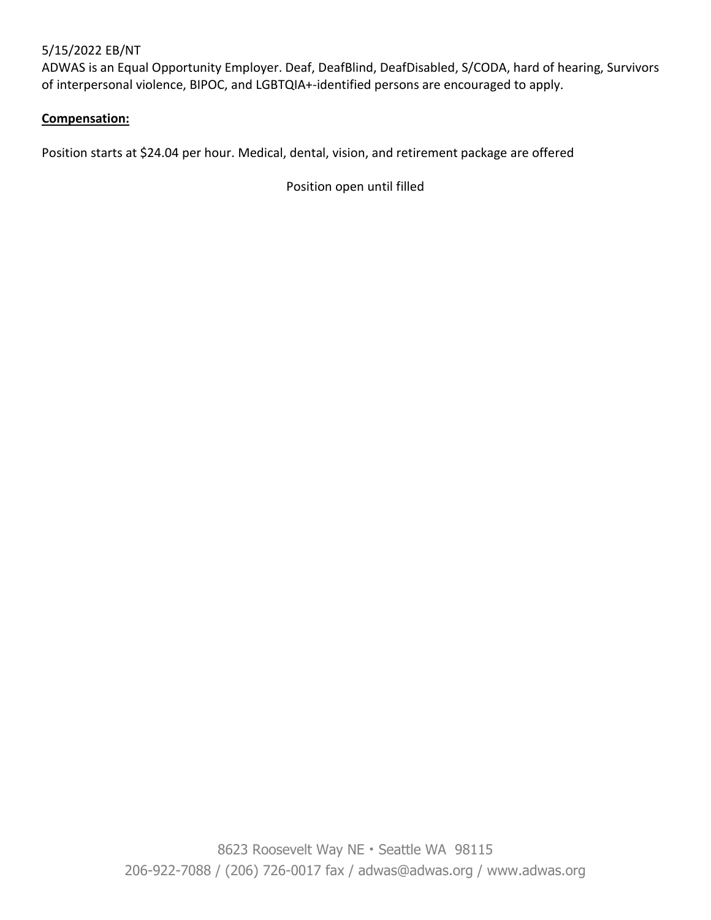5/15/2022 EB/NT

ADWAS is an Equal Opportunity Employer. Deaf, DeafBlind, DeafDisabled, S/CODA, hard of hearing, Survivors of interpersonal violence, BIPOC, and LGBTQIA+-identified persons are encouraged to apply.

**Compensation:**

Position starts at $24.04 per hour. Medical, dental, vision, and retirement package are offered

Position open until filled

8623 Roosevelt Way NE • Seattle WA 98115

206-922-7088 / (206) 726-0017 fax / adwas@adwas.org / www.adwas.org